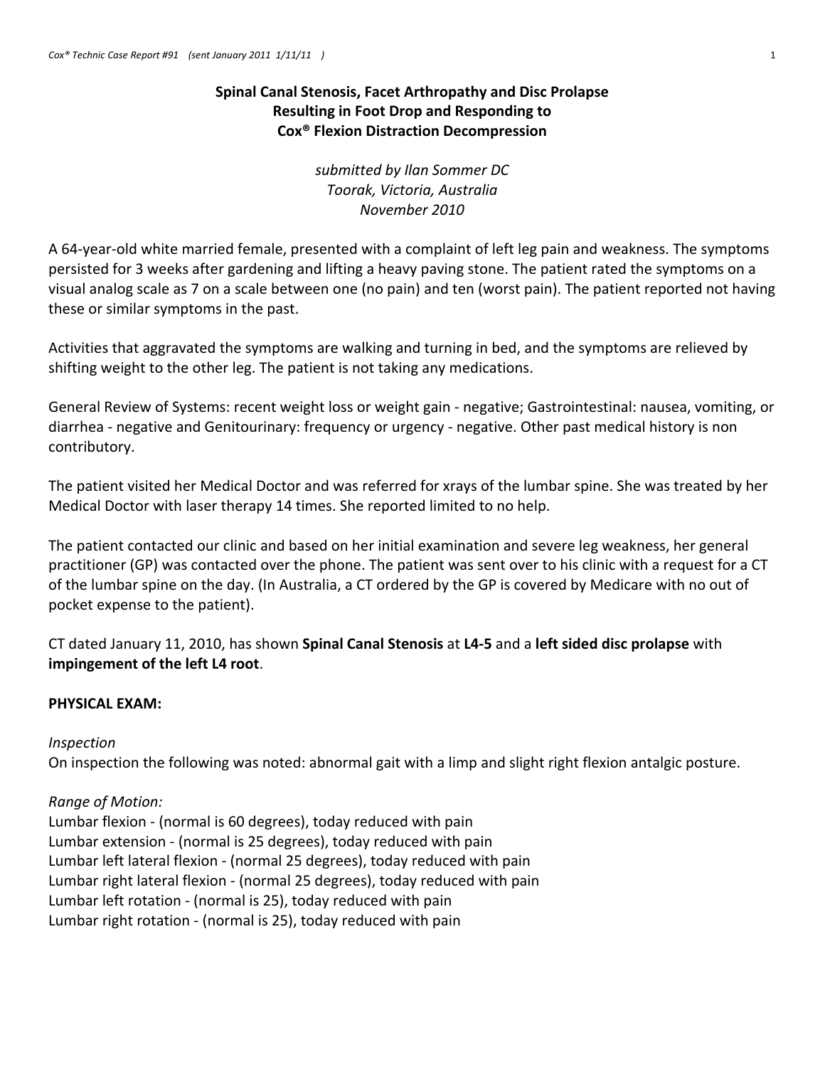# Spinal Canal Stenosis, Facet Arthropathy and Disc Prolapse Resulting in Foot Drop and Responding to Cox® Flexion Distraction Decompression

*submitted by Ilan Sommer DC*
*Toorak, Victoria, Australia*
*November 2010*

A 64-year-old white married female, presented with a complaint of left leg pain and weakness. The symptoms persisted for 3 weeks after gardening and lifting a heavy paving stone. The patient rated the symptoms on a visual analog scale as 7 on a scale between one (no pain) and ten (worst pain). The patient reported not having these or similar symptoms in the past.

Activities that aggravated the symptoms are walking and turning in bed, and the symptoms are relieved by shifting weight to the other leg. The patient is not taking any medications.

General Review of Systems: recent weight loss or weight gain - negative; Gastrointestinal: nausea, vomiting, or diarrhea - negative and Genitourinary: frequency or urgency - negative. Other past medical history is non contributory.

The patient visited her Medical Doctor and was referred for xrays of the lumbar spine. She was treated by her Medical Doctor with laser therapy 14 times. She reported limited to no help.

The patient contacted our clinic and based on her initial examination and severe leg weakness, her general practitioner (GP) was contacted over the phone. The patient was sent over to his clinic with a request for a CT of the lumbar spine on the day. (In Australia, a CT ordered by the GP is covered by Medicare with no out of pocket expense to the patient).

CT dated January 11, 2010, has shown **Spinal Canal Stenosis** at **L4-5** and a **left sided disc prolapse** with **impingement of the left L4 root**.

## PHYSICAL EXAM:

*Inspection*

On inspection the following was noted: abnormal gait with a limp and slight right flexion antalgic posture.

*Range of Motion:*

Lumbar flexion - (normal is 60 degrees), today reduced with pain
Lumbar extension - (normal is 25 degrees), today reduced with pain
Lumbar left lateral flexion - (normal 25 degrees), today reduced with pain
Lumbar right lateral flexion - (normal 25 degrees), today reduced with pain
Lumbar left rotation - (normal is 25), today reduced with pain
Lumbar right rotation - (normal is 25), today reduced with pain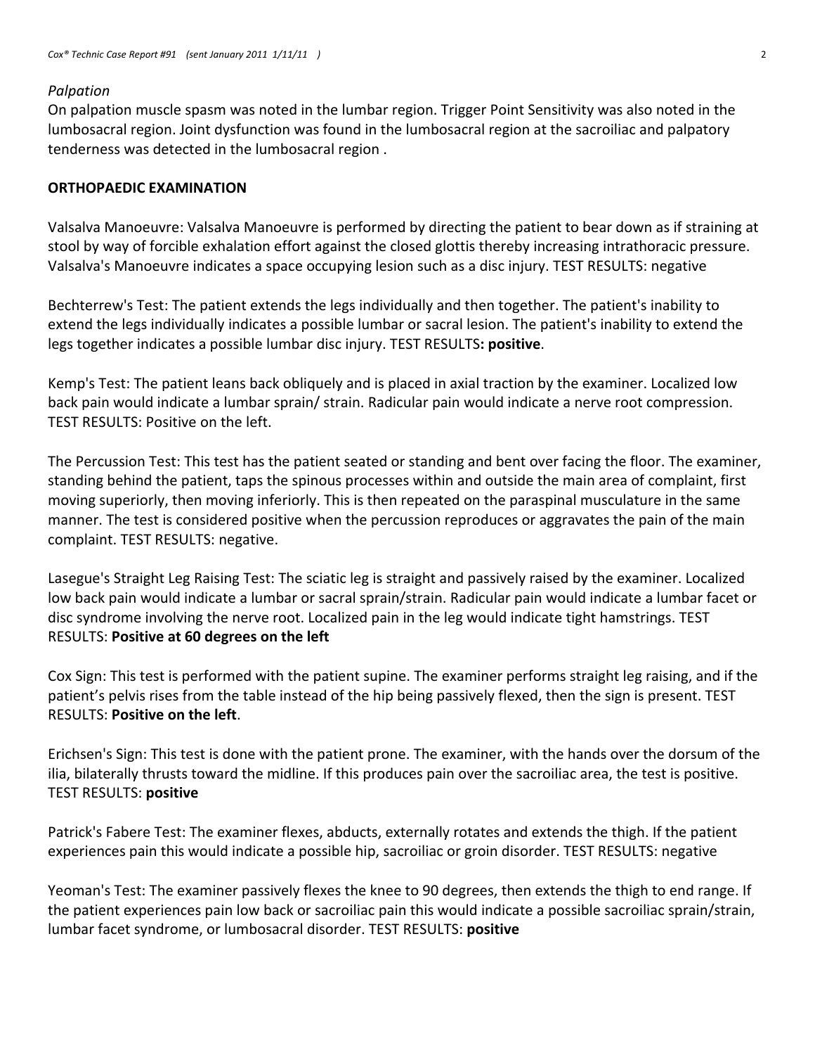*Palpation*

On palpation muscle spasm was noted in the lumbar region. Trigger Point Sensitivity was also noted in the lumbosacral region. Joint dysfunction was found in the lumbosacral region at the sacroiliac and palpatory tenderness was detected in the lumbosacral region .

**ORTHOPAEDIC EXAMINATION**

Valsalva Manoeuvre: Valsalva Manoeuvre is performed by directing the patient to bear down as if straining at stool by way of forcible exhalation effort against the closed glottis thereby increasing intrathoracic pressure. Valsalva's Manoeuvre indicates a space occupying lesion such as a disc injury. TEST RESULTS: negative

Bechterrew's Test: The patient extends the legs individually and then together. The patient's inability to extend the legs individually indicates a possible lumbar or sacral lesion. The patient's inability to extend the legs together indicates a possible lumbar disc injury. TEST RESULTS**: positive**.

Kemp's Test: The patient leans back obliquely and is placed in axial traction by the examiner. Localized low back pain would indicate a lumbar sprain/ strain. Radicular pain would indicate a nerve root compression. TEST RESULTS: Positive on the left.

The Percussion Test: This test has the patient seated or standing and bent over facing the floor. The examiner, standing behind the patient, taps the spinous processes within and outside the main area of complaint, first moving superiorly, then moving inferiorly. This is then repeated on the paraspinal musculature in the same manner. The test is considered positive when the percussion reproduces or aggravates the pain of the main complaint. TEST RESULTS: negative.

Lasegue's Straight Leg Raising Test: The sciatic leg is straight and passively raised by the examiner. Localized low back pain would indicate a lumbar or sacral sprain/strain. Radicular pain would indicate a lumbar facet or disc syndrome involving the nerve root. Localized pain in the leg would indicate tight hamstrings. TEST RESULTS: **Positive at 60 degrees on the left**

Cox Sign: This test is performed with the patient supine. The examiner performs straight leg raising, and if the patient's pelvis rises from the table instead of the hip being passively flexed, then the sign is present. TEST RESULTS: **Positive on the left**.

Erichsen's Sign: This test is done with the patient prone. The examiner, with the hands over the dorsum of the ilia, bilaterally thrusts toward the midline. If this produces pain over the sacroiliac area, the test is positive. TEST RESULTS: **positive**

Patrick's Fabere Test: The examiner flexes, abducts, externally rotates and extends the thigh. If the patient experiences pain this would indicate a possible hip, sacroiliac or groin disorder. TEST RESULTS: negative

Yeoman's Test: The examiner passively flexes the knee to 90 degrees, then extends the thigh to end range. If the patient experiences pain low back or sacroiliac pain this would indicate a possible sacroiliac sprain/strain, lumbar facet syndrome, or lumbosacral disorder. TEST RESULTS: **positive**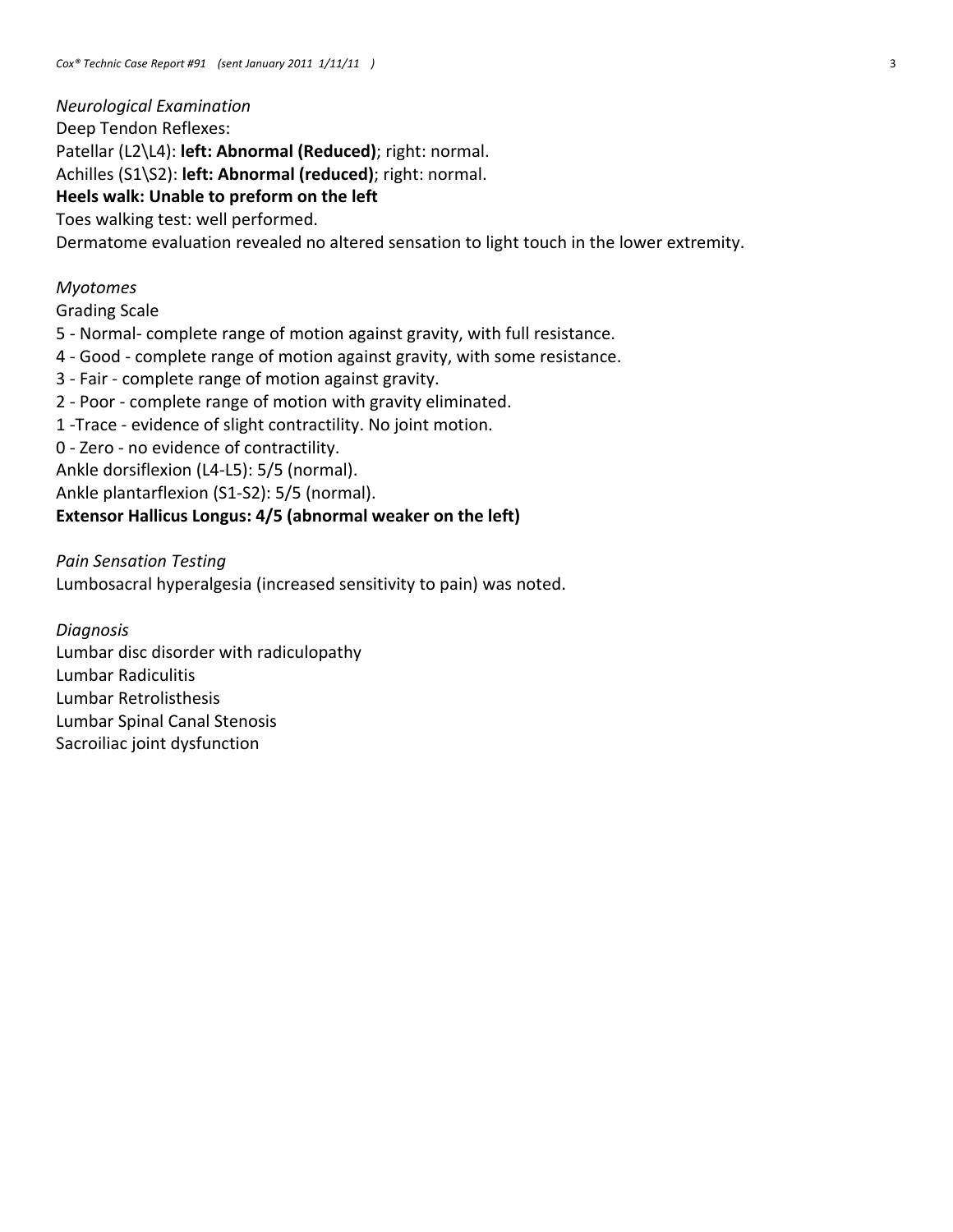*Neurological Examination*

Deep Tendon Reflexes:

Patellar (L2\L4): **left: Abnormal (Reduced)**; right: normal.

Achilles (S1\S2): **left: Abnormal (reduced)**; right: normal.

**Heels walk: Unable to preform on the left**

Toes walking test: well performed.

Dermatome evaluation revealed no altered sensation to light touch in the lower extremity.

*Myotomes*

Grading Scale

5 - Normal- complete range of motion against gravity, with full resistance.

4 - Good - complete range of motion against gravity, with some resistance.

3 - Fair - complete range of motion against gravity.

2 - Poor - complete range of motion with gravity eliminated.

1 -Trace - evidence of slight contractility. No joint motion.

0 - Zero - no evidence of contractility.

Ankle dorsiflexion (L4-L5): 5/5 (normal).

Ankle plantarflexion (S1-S2): 5/5 (normal).

**Extensor Hallicus Longus: 4/5 (abnormal weaker on the left)**

*Pain Sensation Testing*

Lumbosacral hyperalgesia (increased sensitivity to pain) was noted.

*Diagnosis*

Lumbar disc disorder with radiculopathy

Lumbar Radiculitis

Lumbar Retrolisthesis

Lumbar Spinal Canal Stenosis

Sacroiliac joint dysfunction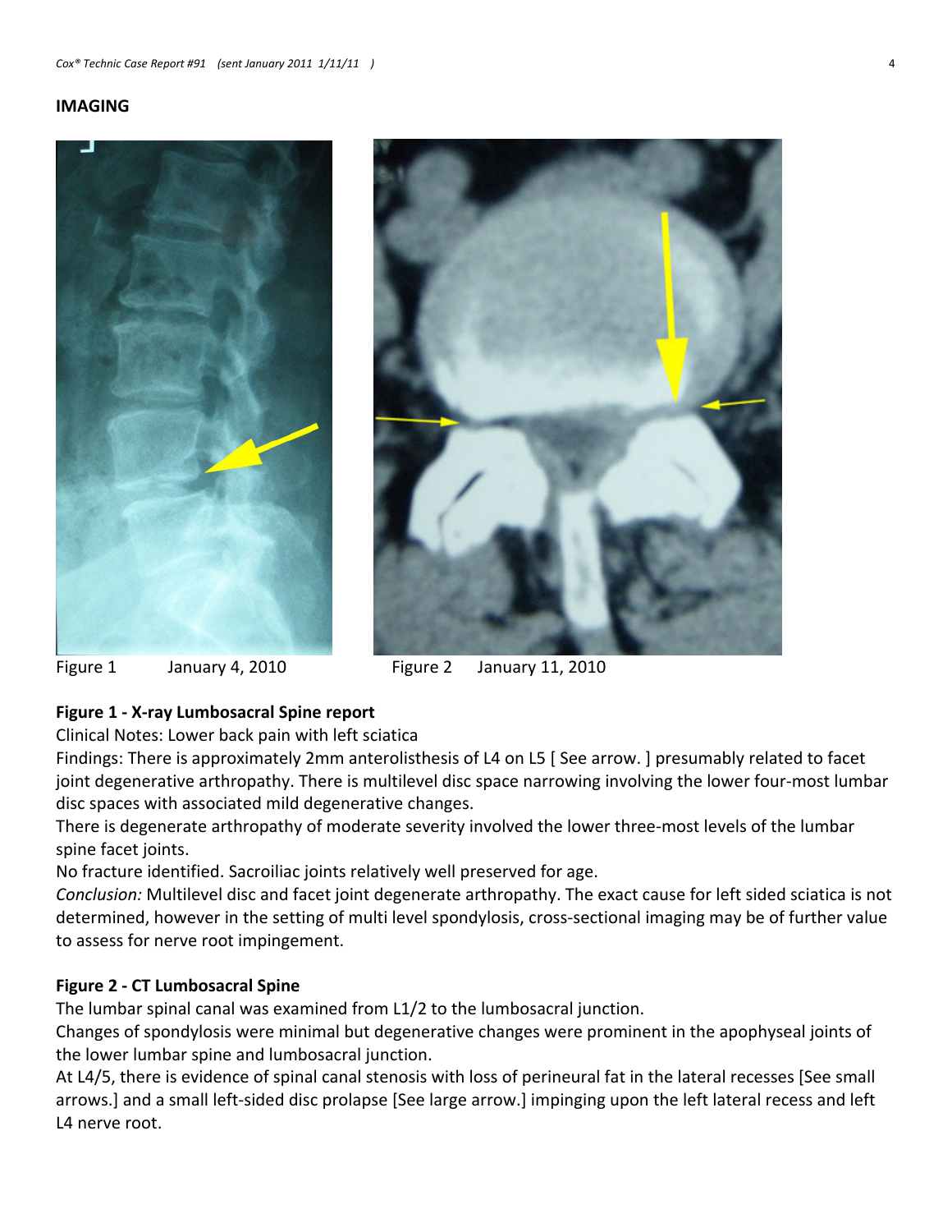## IMAGING

Figure 1 January 4, 2010

Figure 2 January 11, 2010

**Figure 1 - X-ray Lumbosacral Spine report**

Clinical Notes: Lower back pain with left sciatica

Findings: There is approximately 2mm anterolisthesis of L4 on L5 [ See arrow. ] presumably related to facet joint degenerative arthropathy. There is multilevel disc space narrowing involving the lower four-most lumbar disc spaces with associated mild degenerative changes.

There is degenerate arthropathy of moderate severity involved the lower three-most levels of the lumbar spine facet joints.

No fracture identified. Sacroiliac joints relatively well preserved for age.

*Conclusion:* Multilevel disc and facet joint degenerate arthropathy. The exact cause for left sided sciatica is not determined, however in the setting of multi level spondylosis, cross-sectional imaging may be of further value to assess for nerve root impingement.

**Figure 2 - CT Lumbosacral Spine**

The lumbar spinal canal was examined from L1/2 to the lumbosacral junction.

Changes of spondylosis were minimal but degenerative changes were prominent in the apophyseal joints of the lower lumbar spine and lumbosacral junction.

At L4/5, there is evidence of spinal canal stenosis with loss of perineural fat in the lateral recesses [See small arrows.] and a small left-sided disc prolapse [See large arrow.] impinging upon the left lateral recess and left L4 nerve root.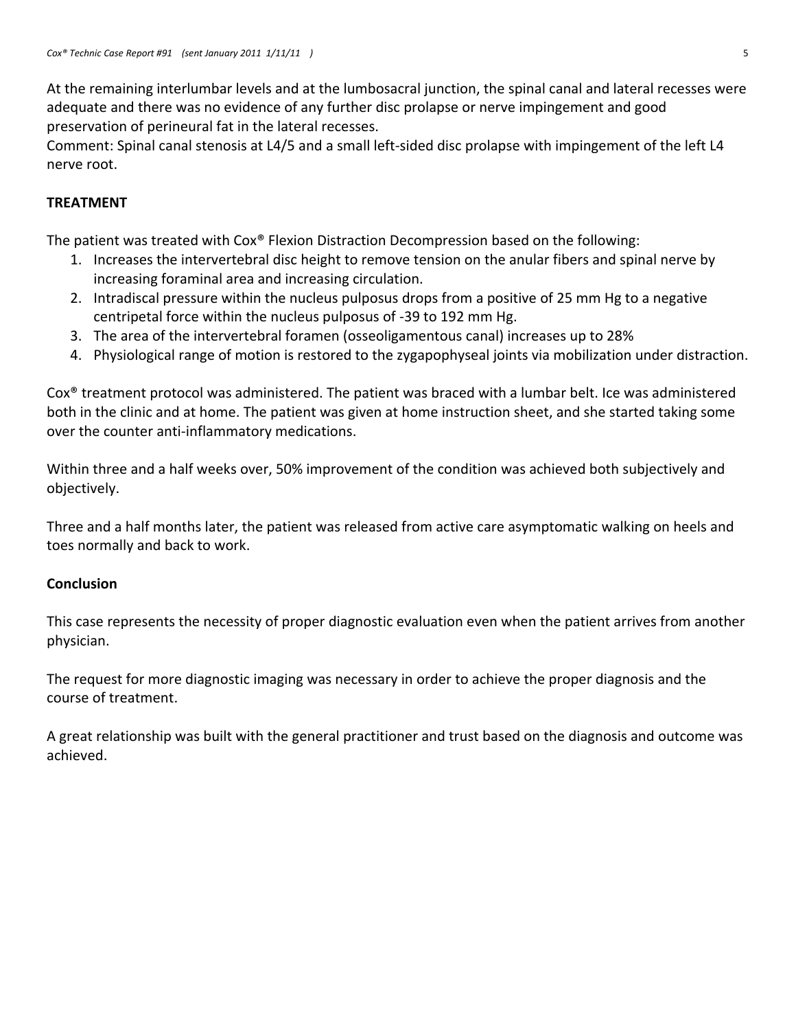At the remaining interlumbar levels and at the lumbosacral junction, the spinal canal and lateral recesses were adequate and there was no evidence of any further disc prolapse or nerve impingement and good preservation of perineural fat in the lateral recesses.
Comment: Spinal canal stenosis at L4/5 and a small left-sided disc prolapse with impingement of the left L4 nerve root.

## TREATMENT

The patient was treated with Cox® Flexion Distraction Decompression based on the following:

1. Increases the intervertebral disc height to remove tension on the anular fibers and spinal nerve by increasing foraminal area and increasing circulation.
2. Intradiscal pressure within the nucleus pulposus drops from a positive of 25 mm Hg to a negative centripetal force within the nucleus pulposus of -39 to 192 mm Hg.
3. The area of the intervertebral foramen (osseoligamentous canal) increases up to 28%
4. Physiological range of motion is restored to the zygapophyseal joints via mobilization under distraction.

Cox® treatment protocol was administered. The patient was braced with a lumbar belt. Ice was administered both in the clinic and at home. The patient was given at home instruction sheet, and she started taking some over the counter anti-inflammatory medications.

Within three and a half weeks over, 50% improvement of the condition was achieved both subjectively and objectively.

Three and a half months later, the patient was released from active care asymptomatic walking on heels and toes normally and back to work.

## Conclusion

This case represents the necessity of proper diagnostic evaluation even when the patient arrives from another physician.

The request for more diagnostic imaging was necessary in order to achieve the proper diagnosis and the course of treatment.

A great relationship was built with the general practitioner and trust based on the diagnosis and outcome was achieved.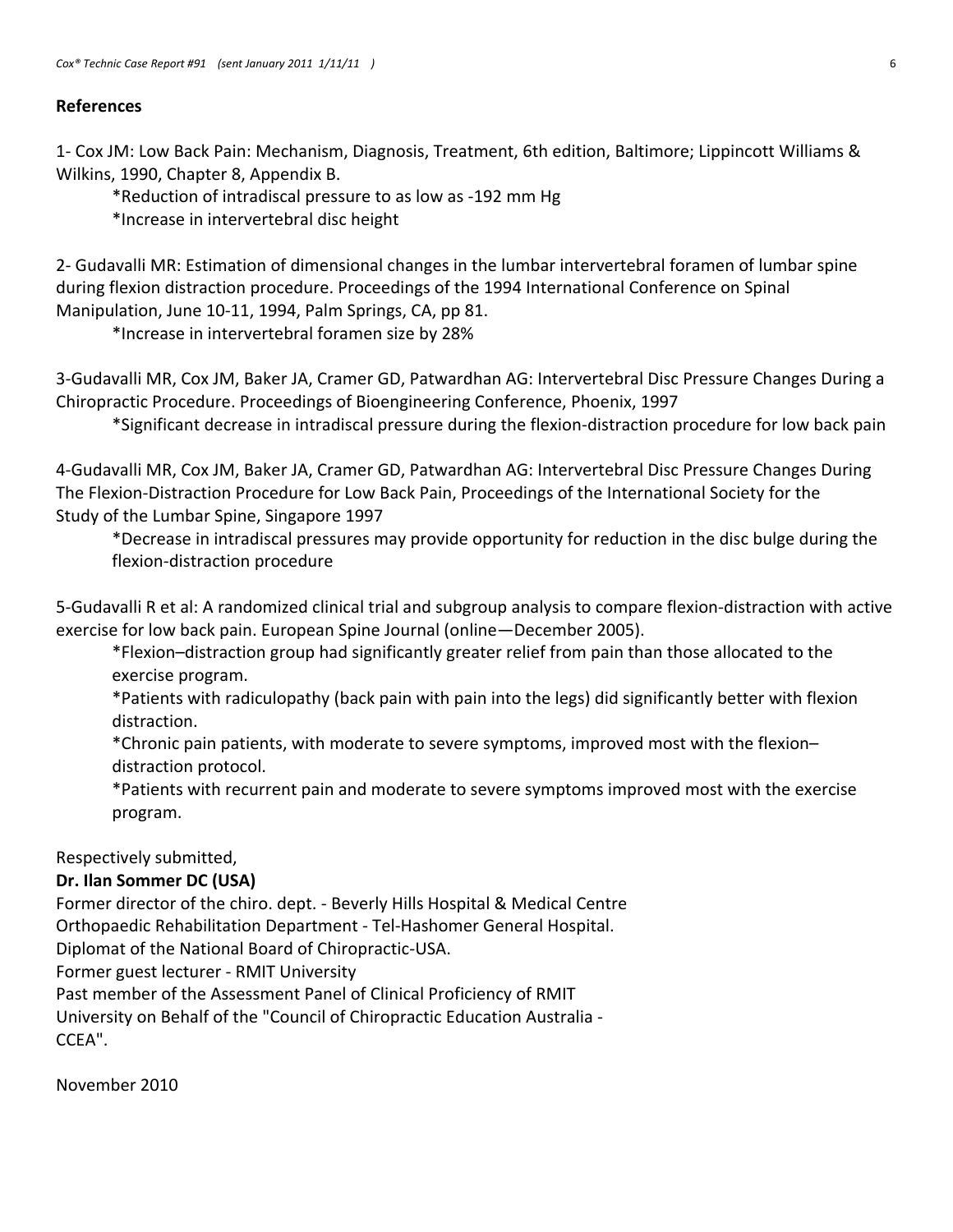**References**

1- Cox JM: Low Back Pain: Mechanism, Diagnosis, Treatment, 6th edition, Baltimore; Lippincott Williams & Wilkins, 1990, Chapter 8, Appendix B.

- *Reduction of intradiscal pressure to as low as -192 mm Hg
- *Increase in intervertebral disc height

2- Gudavalli MR: Estimation of dimensional changes in the lumbar intervertebral foramen of lumbar spine during flexion distraction procedure. Proceedings of the 1994 International Conference on Spinal Manipulation, June 10-11, 1994, Palm Springs, CA, pp 81.

- *Increase in intervertebral foramen size by 28%

3-Gudavalli MR, Cox JM, Baker JA, Cramer GD, Patwardhan AG: Intervertebral Disc Pressure Changes During a Chiropractic Procedure. Proceedings of Bioengineering Conference, Phoenix, 1997

- *Significant decrease in intradiscal pressure during the flexion-distraction procedure for low back pain

4-Gudavalli MR, Cox JM, Baker JA, Cramer GD, Patwardhan AG: Intervertebral Disc Pressure Changes During The Flexion-Distraction Procedure for Low Back Pain, Proceedings of the International Society for the Study of the Lumbar Spine, Singapore 1997

- *Decrease in intradiscal pressures may provide opportunity for reduction in the disc bulge during the flexion-distraction procedure

5-Gudavalli R et al: A randomized clinical trial and subgroup analysis to compare flexion-distraction with active exercise for low back pain. European Spine Journal (online—December 2005).

- *Flexion–distraction group had significantly greater relief from pain than those allocated to the exercise program.
- *Patients with radiculopathy (back pain with pain into the legs) did significantly better with flexion distraction.
- *Chronic pain patients, with moderate to severe symptoms, improved most with the flexion–distraction protocol.
- *Patients with recurrent pain and moderate to severe symptoms improved most with the exercise program.

Respectively submitted,

**Dr. Ilan Sommer DC (USA)**

Former director of the chiro. dept. - Beverly Hills Hospital & Medical Centre
Orthopaedic Rehabilitation Department - Tel-Hashomer General Hospital.
Diplomat of the National Board of Chiropractic-USA.
Former guest lecturer - RMIT University
Past member of the Assessment Panel of Clinical Proficiency of RMIT University on Behalf of the "Council of Chiropractic Education Australia - CCEA".

November 2010